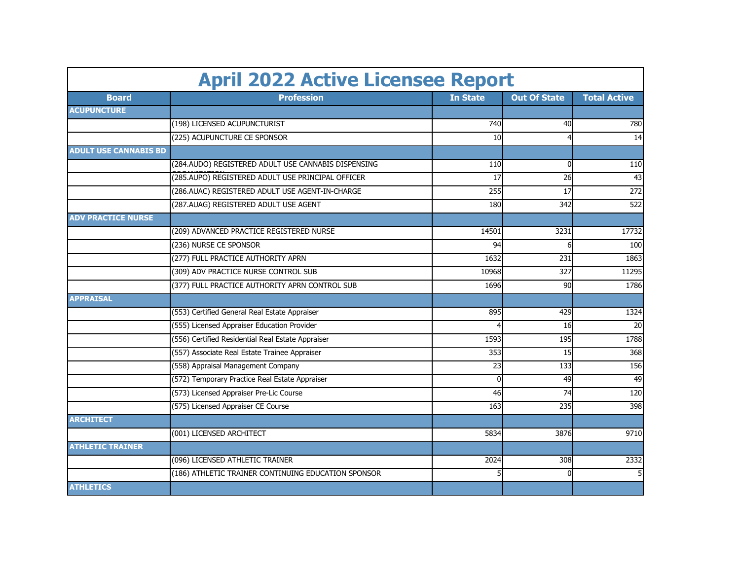# April 2022 Active Licensee Report

| Board | Profession | In State | Out Of State | Total Active |
|---|---|---|---|---|
| ACUPUNCTURE | | | | |
| | (198) LICENSED ACUPUNCTURIST | 740 | 40 | 780 |
| | (225) ACUPUNCTURE CE SPONSOR | 10 | 4 | 14 |
| ADULT USE CANNABIS BD | | | | |
| | (284.AUDO) REGISTERED ADULT USE CANNABIS DISPENSING ORGANIZATION | 110 | 0 | 110 |
| | (285.AUPO) REGISTERED ADULT USE PRINCIPAL OFFICER | 17 | 26 | 43 |
| | (286.AUAC) REGISTERED ADULT USE AGENT-IN-CHARGE | 255 | 17 | 272 |
| | (287.AUAG) REGISTERED ADULT USE AGENT | 180 | 342 | 522 |
| ADV PRACTICE NURSE | | | | |
| | (209) ADVANCED PRACTICE REGISTERED NURSE | 14501 | 3231 | 17732 |
| | (236) NURSE CE SPONSOR | 94 | 6 | 100 |
| | (277) FULL PRACTICE AUTHORITY APRN | 1632 | 231 | 1863 |
| | (309) ADV PRACTICE NURSE CONTROL SUB | 10968 | 327 | 11295 |
| | (377) FULL PRACTICE AUTHORITY APRN CONTROL SUB | 1696 | 90 | 1786 |
| APPRAISAL | | | | |
| | (553) Certified General Real Estate Appraiser | 895 | 429 | 1324 |
| | (555) Licensed Appraiser Education Provider | 4 | 16 | 20 |
| | (556) Certified Residential Real Estate Appraiser | 1593 | 195 | 1788 |
| | (557) Associate Real Estate Trainee Appraiser | 353 | 15 | 368 |
| | (558) Appraisal Management Company | 23 | 133 | 156 |
| | (572) Temporary Practice Real Estate Appraiser | 0 | 49 | 49 |
| | (573) Licensed Appraiser Pre-Lic Course | 46 | 74 | 120 |
| | (575) Licensed Appraiser CE Course | 163 | 235 | 398 |
| ARCHITECT | | | | |
| | (001) LICENSED ARCHITECT | 5834 | 3876 | 9710 |
| ATHLETIC TRAINER | | | | |
| | (096) LICENSED ATHLETIC TRAINER | 2024 | 308 | 2332 |
| | (186) ATHLETIC TRAINER CONTINUING EDUCATION SPONSOR | 5 | 0 | 5 |
| ATHLETICS | | | | |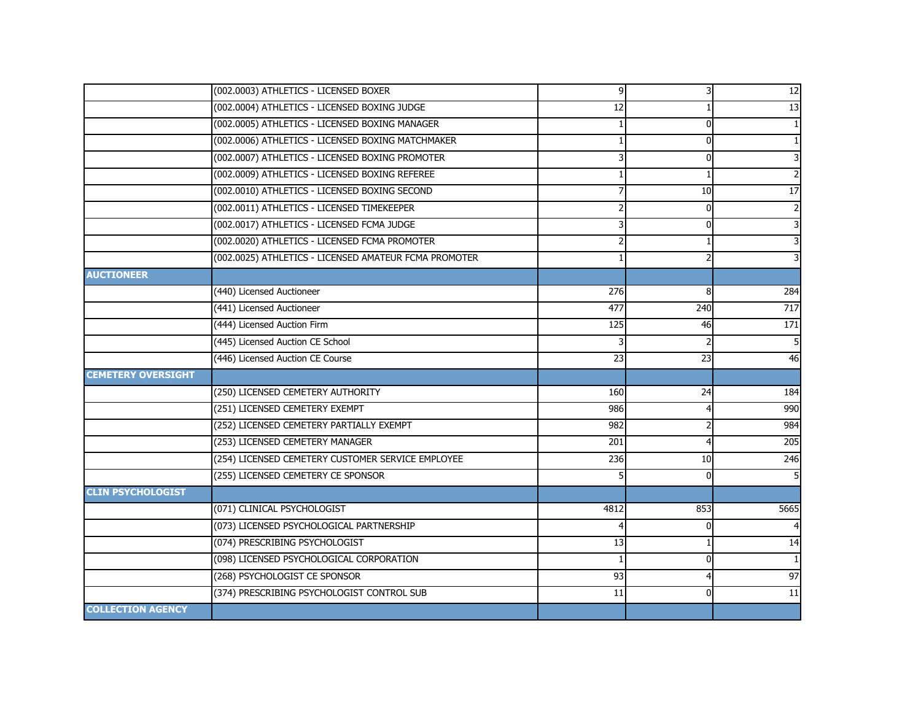| | | | | |
|---|---|---|---|---|
| | (002.0003) ATHLETICS - LICENSED BOXER | 9 | 3 | 12 |
| | (002.0004) ATHLETICS - LICENSED BOXING JUDGE | 12 | 1 | 13 |
| | (002.0005) ATHLETICS - LICENSED BOXING MANAGER | 1 | 0 | 1 |
| | (002.0006) ATHLETICS - LICENSED BOXING MATCHMAKER | 1 | 0 | 1 |
| | (002.0007) ATHLETICS - LICENSED BOXING PROMOTER | 3 | 0 | 3 |
| | (002.0009) ATHLETICS - LICENSED BOXING REFEREE | 1 | 1 | 2 |
| | (002.0010) ATHLETICS - LICENSED BOXING SECOND | 7 | 10 | 17 |
| | (002.0011) ATHLETICS - LICENSED TIMEKEEPER | 2 | 0 | 2 |
| | (002.0017) ATHLETICS - LICENSED FCMA JUDGE | 3 | 0 | 3 |
| | (002.0020) ATHLETICS - LICENSED FCMA PROMOTER | 2 | 1 | 3 |
| | (002.0025) ATHLETICS - LICENSED AMATEUR FCMA PROMOTER | 1 | 2 | 3 |
| **AUCTIONEER** | | | | |
| | (440) Licensed Auctioneer | 276 | 8 | 284 |
| | (441) Licensed Auctioneer | 477 | 240 | 717 |
| | (444) Licensed Auction Firm | 125 | 46 | 171 |
| | (445) Licensed Auction CE School | 3 | 2 | 5 |
| | (446) Licensed Auction CE Course | 23 | 23 | 46 |
| **CEMETERY OVERSIGHT** | | | | |
| | (250) LICENSED CEMETERY AUTHORITY | 160 | 24 | 184 |
| | (251) LICENSED CEMETERY EXEMPT | 986 | 4 | 990 |
| | (252) LICENSED CEMETERY PARTIALLY EXEMPT | 982 | 2 | 984 |
| | (253) LICENSED CEMETERY MANAGER | 201 | 4 | 205 |
| | (254) LICENSED CEMETERY CUSTOMER SERVICE EMPLOYEE | 236 | 10 | 246 |
| | (255) LICENSED CEMETERY CE SPONSOR | 5 | 0 | 5 |
| **CLIN PSYCHOLOGIST** | | | | |
| | (071) CLINICAL PSYCHOLOGIST | 4812 | 853 | 5665 |
| | (073) LICENSED PSYCHOLOGICAL PARTNERSHIP | 4 | 0 | 4 |
| | (074) PRESCRIBING PSYCHOLOGIST | 13 | 1 | 14 |
| | (098) LICENSED PSYCHOLOGICAL CORPORATION | 1 | 0 | 1 |
| | (268) PSYCHOLOGIST CE SPONSOR | 93 | 4 | 97 |
| | (374) PRESCRIBING PSYCHOLOGIST CONTROL SUB | 11 | 0 | 11 |
| **COLLECTION AGENCY** | | | | |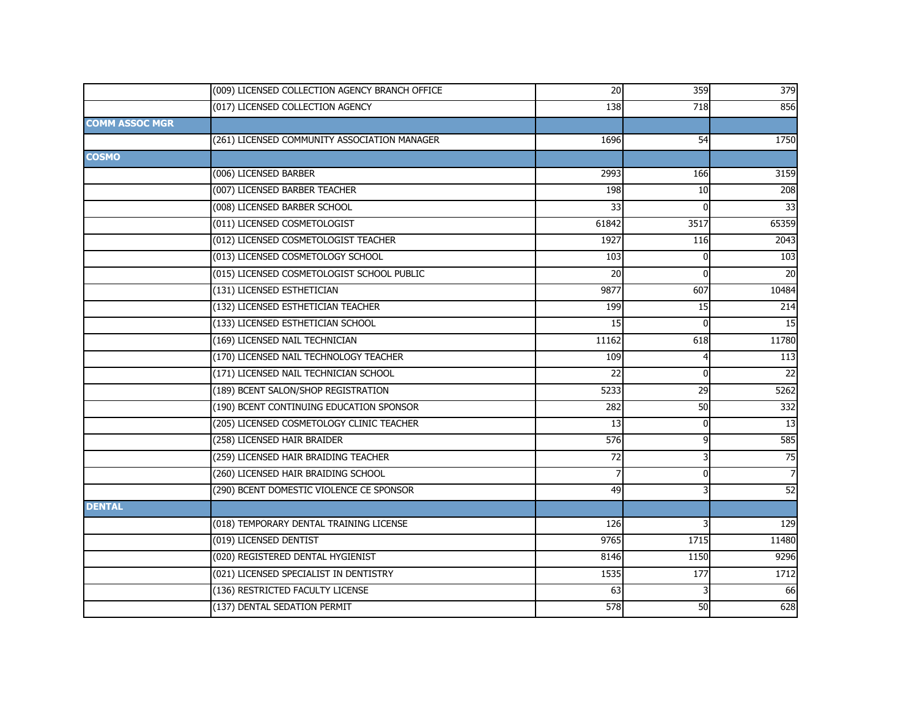| | | | | |
|---|---|---|---|---|
| | (009) LICENSED COLLECTION AGENCY BRANCH OFFICE | 20 | 359 | 379 |
| | (017) LICENSED COLLECTION AGENCY | 138 | 718 | 856 |
| **COMM ASSOC MGR** | | | | |
| | (261) LICENSED COMMUNITY ASSOCIATION MANAGER | 1696 | 54 | 1750 |
| **COSMO** | | | | |
| | (006) LICENSED BARBER | 2993 | 166 | 3159 |
| | (007) LICENSED BARBER TEACHER | 198 | 10 | 208 |
| | (008) LICENSED BARBER SCHOOL | 33 | 0 | 33 |
| | (011) LICENSED COSMETOLOGIST | 61842 | 3517 | 65359 |
| | (012) LICENSED COSMETOLOGIST TEACHER | 1927 | 116 | 2043 |
| | (013) LICENSED COSMETOLOGY SCHOOL | 103 | 0 | 103 |
| | (015) LICENSED COSMETOLOGIST SCHOOL PUBLIC | 20 | 0 | 20 |
| | (131) LICENSED ESTHETICIAN | 9877 | 607 | 10484 |
| | (132) LICENSED ESTHETICIAN TEACHER | 199 | 15 | 214 |
| | (133) LICENSED ESTHETICIAN SCHOOL | 15 | 0 | 15 |
| | (169) LICENSED NAIL TECHNICIAN | 11162 | 618 | 11780 |
| | (170) LICENSED NAIL TECHNOLOGY TEACHER | 109 | 4 | 113 |
| | (171) LICENSED NAIL TECHNICIAN SCHOOL | 22 | 0 | 22 |
| | (189) BCENT SALON/SHOP REGISTRATION | 5233 | 29 | 5262 |
| | (190) BCENT CONTINUING EDUCATION SPONSOR | 282 | 50 | 332 |
| | (205) LICENSED COSMETOLOGY CLINIC TEACHER | 13 | 0 | 13 |
| | (258) LICENSED HAIR BRAIDER | 576 | 9 | 585 |
| | (259) LICENSED HAIR BRAIDING TEACHER | 72 | 3 | 75 |
| | (260) LICENSED HAIR BRAIDING SCHOOL | 7 | 0 | 7 |
| | (290) BCENT DOMESTIC VIOLENCE CE SPONSOR | 49 | 3 | 52 |
| **DENTAL** | | | | |
| | (018) TEMPORARY DENTAL TRAINING LICENSE | 126 | 3 | 129 |
| | (019) LICENSED DENTIST | 9765 | 1715 | 11480 |
| | (020) REGISTERED DENTAL HYGIENIST | 8146 | 1150 | 9296 |
| | (021) LICENSED SPECIALIST IN DENTISTRY | 1535 | 177 | 1712 |
| | (136) RESTRICTED FACULTY LICENSE | 63 | 3 | 66 |
| | (137) DENTAL SEDATION PERMIT | 578 | 50 | 628 |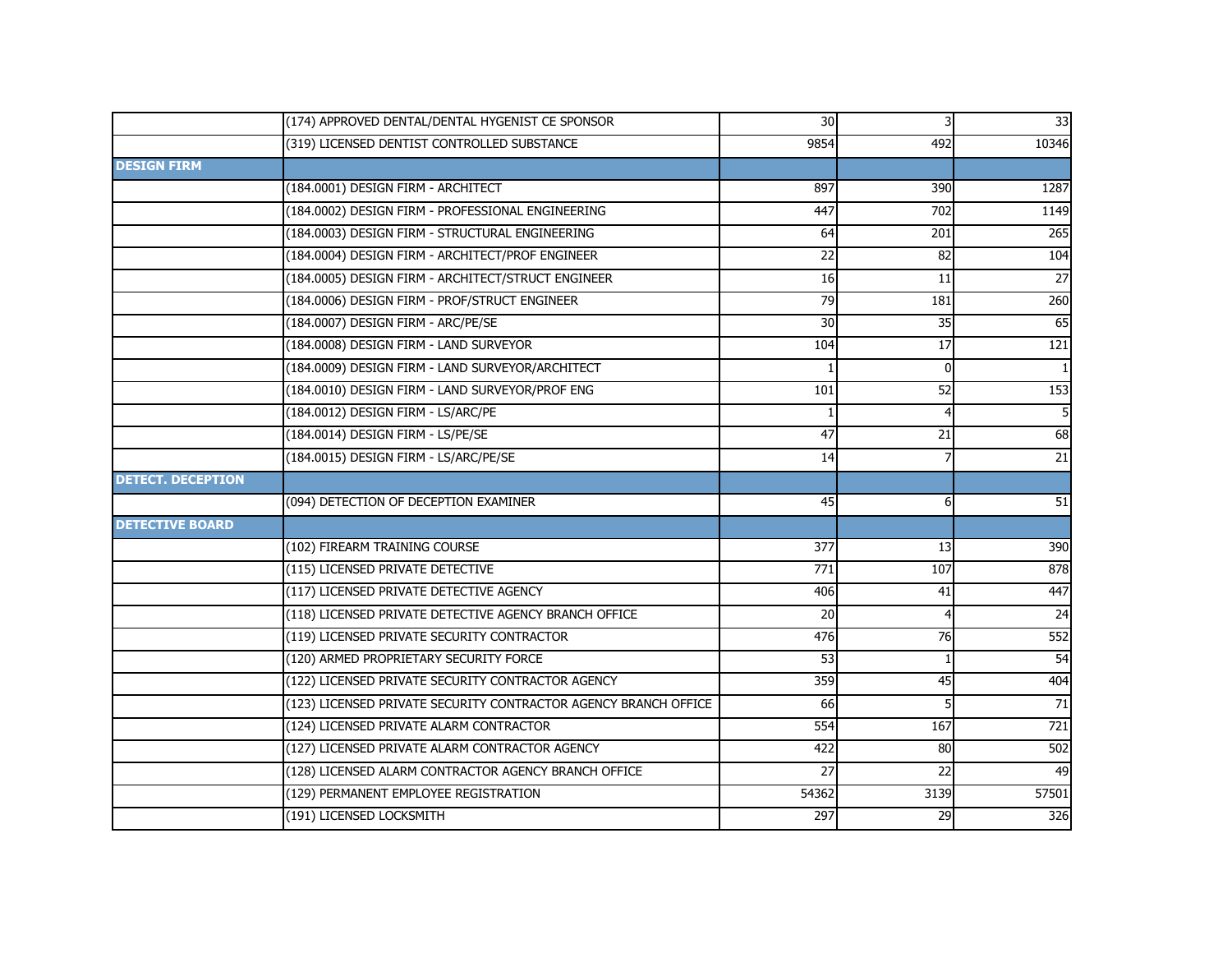| | | | | |
|---|---|---|---|---|
| | (174) APPROVED DENTAL/DENTAL HYGENIST CE SPONSOR | 30 | 3 | 33 |
| | (319) LICENSED DENTIST CONTROLLED SUBSTANCE | 9854 | 492 | 10346 |
| **DESIGN FIRM** | | | | |
| | (184.0001) DESIGN FIRM - ARCHITECT | 897 | 390 | 1287 |
| | (184.0002) DESIGN FIRM - PROFESSIONAL ENGINEERING | 447 | 702 | 1149 |
| | (184.0003) DESIGN FIRM - STRUCTURAL ENGINEERING | 64 | 201 | 265 |
| | (184.0004) DESIGN FIRM - ARCHITECT/PROF ENGINEER | 22 | 82 | 104 |
| | (184.0005) DESIGN FIRM - ARCHITECT/STRUCT ENGINEER | 16 | 11 | 27 |
| | (184.0006) DESIGN FIRM - PROF/STRUCT ENGINEER | 79 | 181 | 260 |
| | (184.0007) DESIGN FIRM - ARC/PE/SE | 30 | 35 | 65 |
| | (184.0008) DESIGN FIRM - LAND SURVEYOR | 104 | 17 | 121 |
| | (184.0009) DESIGN FIRM - LAND SURVEYOR/ARCHITECT | 1 | 0 | 1 |
| | (184.0010) DESIGN FIRM - LAND SURVEYOR/PROF ENG | 101 | 52 | 153 |
| | (184.0012) DESIGN FIRM - LS/ARC/PE | 1 | 4 | 5 |
| | (184.0014) DESIGN FIRM - LS/PE/SE | 47 | 21 | 68 |
| | (184.0015) DESIGN FIRM - LS/ARC/PE/SE | 14 | 7 | 21 |
| **DETECT. DECEPTION** | | | | |
| | (094) DETECTION OF DECEPTION EXAMINER | 45 | 6 | 51 |
| **DETECTIVE BOARD** | | | | |
| | (102) FIREARM TRAINING COURSE | 377 | 13 | 390 |
| | (115) LICENSED PRIVATE DETECTIVE | 771 | 107 | 878 |
| | (117) LICENSED PRIVATE DETECTIVE AGENCY | 406 | 41 | 447 |
| | (118) LICENSED PRIVATE DETECTIVE AGENCY BRANCH OFFICE | 20 | 4 | 24 |
| | (119) LICENSED PRIVATE SECURITY CONTRACTOR | 476 | 76 | 552 |
| | (120) ARMED PROPRIETARY SECURITY FORCE | 53 | 1 | 54 |
| | (122) LICENSED PRIVATE SECURITY CONTRACTOR AGENCY | 359 | 45 | 404 |
| | (123) LICENSED PRIVATE SECURITY CONTRACTOR AGENCY BRANCH OFFICE | 66 | 5 | 71 |
| | (124) LICENSED PRIVATE ALARM CONTRACTOR | 554 | 167 | 721 |
| | (127) LICENSED PRIVATE ALARM CONTRACTOR AGENCY | 422 | 80 | 502 |
| | (128) LICENSED ALARM CONTRACTOR AGENCY BRANCH OFFICE | 27 | 22 | 49 |
| | (129) PERMANENT EMPLOYEE REGISTRATION | 54362 | 3139 | 57501 |
| | (191) LICENSED LOCKSMITH | 297 | 29 | 326 |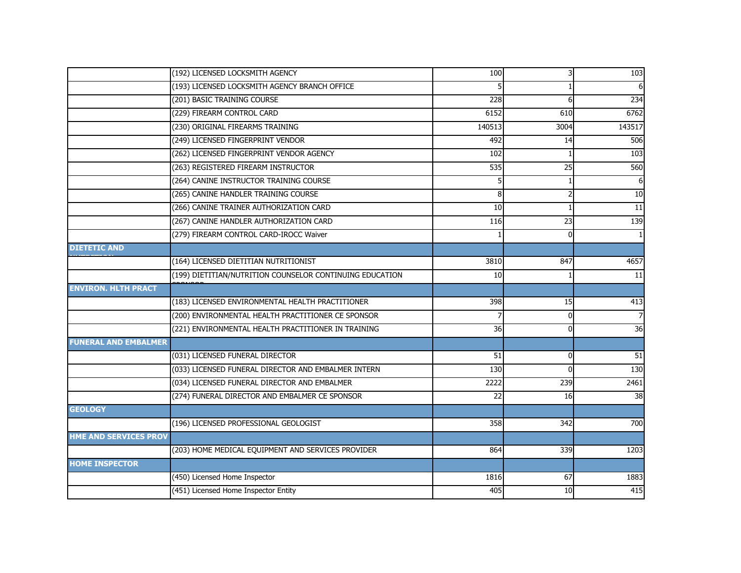| | | | | |
|---|---|---|---|---|
| | (192) LICENSED LOCKSMITH AGENCY | 100 | 3 | 103 |
| | (193) LICENSED LOCKSMITH AGENCY BRANCH OFFICE | 5 | 1 | 6 |
| | (201) BASIC TRAINING COURSE | 228 | 6 | 234 |
| | (229) FIREARM CONTROL CARD | 6152 | 610 | 6762 |
| | (230) ORIGINAL FIREARMS TRAINING | 140513 | 3004 | 143517 |
| | (249) LICENSED FINGERPRINT VENDOR | 492 | 14 | 506 |
| | (262) LICENSED FINGERPRINT VENDOR AGENCY | 102 | 1 | 103 |
| | (263) REGISTERED FIREARM INSTRUCTOR | 535 | 25 | 560 |
| | (264) CANINE INSTRUCTOR TRAINING COURSE | 5 | 1 | 6 |
| | (265) CANINE HANDLER TRAINING COURSE | 8 | 2 | 10 |
| | (266) CANINE TRAINER AUTHORIZATION CARD | 10 | 1 | 11 |
| | (267) CANINE HANDLER AUTHORIZATION CARD | 116 | 23 | 139 |
| | (279) FIREARM CONTROL CARD-IROCC Waiver | 1 | 0 | 1 |
| **DIETETIC AND NUTRITION** | | | | |
| | (164) LICENSED DIETITIAN NUTRITIONIST | 3810 | 847 | 4657 |
| | (199) DIETITIAN/NUTRITION COUNSELOR CONTINUING EDUCATION SPONSOR | 10 | 1 | 11 |
| **ENVIRON. HLTH PRACT** | | | | |
| | (183) LICENSED ENVIRONMENTAL HEALTH PRACTITIONER | 398 | 15 | 413 |
| | (200) ENVIRONMENTAL HEALTH PRACTITIONER CE SPONSOR | 7 | 0 | 7 |
| | (221) ENVIRONMENTAL HEALTH PRACTITIONER IN TRAINING | 36 | 0 | 36 |
| **FUNERAL AND EMBALMER** | | | | |
| | (031) LICENSED FUNERAL DIRECTOR | 51 | 0 | 51 |
| | (033) LICENSED FUNERAL DIRECTOR AND EMBALMER INTERN | 130 | 0 | 130 |
| | (034) LICENSED FUNERAL DIRECTOR AND EMBALMER | 2222 | 239 | 2461 |
| | (274) FUNERAL DIRECTOR AND EMBALMER CE SPONSOR | 22 | 16 | 38 |
| **GEOLOGY** | | | | |
| | (196) LICENSED PROFESSIONAL GEOLOGIST | 358 | 342 | 700 |
| **HME AND SERVICES PROV** | | | | |
| | (203) HOME MEDICAL EQUIPMENT AND SERVICES PROVIDER | 864 | 339 | 1203 |
| **HOME INSPECTOR** | | | | |
| | (450) Licensed Home Inspector | 1816 | 67 | 1883 |
| | (451) Licensed Home Inspector Entity | 405 | 10 | 415 |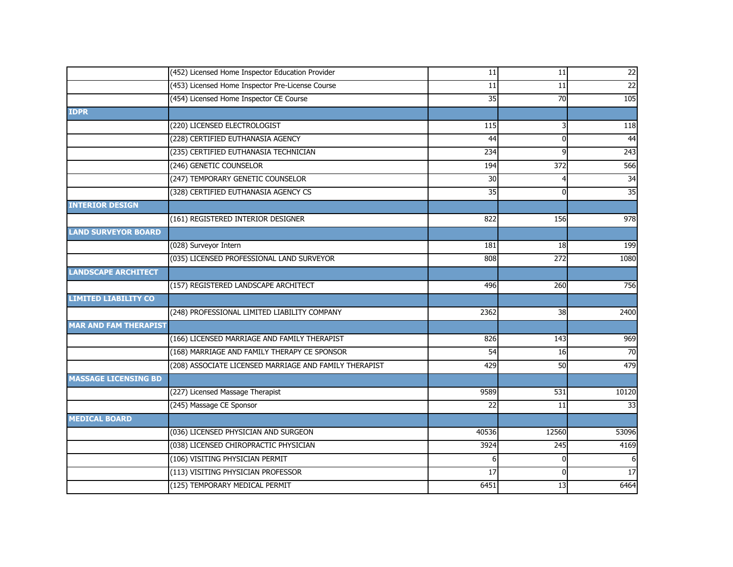| | | | | |
|---|---|---|---|---|
| | (452) Licensed Home Inspector Education Provider | 11 | 11 | 22 |
| | (453) Licensed Home Inspector Pre-License Course | 11 | 11 | 22 |
| | (454) Licensed Home Inspector CE Course | 35 | 70 | 105 |
| **IDPR** | | | | |
| | (220) LICENSED ELECTROLOGIST | 115 | 3 | 118 |
| | (228) CERTIFIED EUTHANASIA AGENCY | 44 | 0 | 44 |
| | (235) CERTIFIED EUTHANASIA TECHNICIAN | 234 | 9 | 243 |
| | (246) GENETIC COUNSELOR | 194 | 372 | 566 |
| | (247) TEMPORARY GENETIC COUNSELOR | 30 | 4 | 34 |
| | (328) CERTIFIED EUTHANASIA AGENCY CS | 35 | 0 | 35 |
| **INTERIOR DESIGN** | | | | |
| | (161) REGISTERED INTERIOR DESIGNER | 822 | 156 | 978 |
| **LAND SURVEYOR BOARD** | | | | |
| | (028) Surveyor Intern | 181 | 18 | 199 |
| | (035) LICENSED PROFESSIONAL LAND SURVEYOR | 808 | 272 | 1080 |
| **LANDSCAPE ARCHITECT** | | | | |
| | (157) REGISTERED LANDSCAPE ARCHITECT | 496 | 260 | 756 |
| **LIMITED LIABILITY CO** | | | | |
| | (248) PROFESSIONAL LIMITED LIABILITY COMPANY | 2362 | 38 | 2400 |
| **MAR AND FAM THERAPIST** | | | | |
| | (166) LICENSED MARRIAGE AND FAMILY THERAPIST | 826 | 143 | 969 |
| | (168) MARRIAGE AND FAMILY THERAPY CE SPONSOR | 54 | 16 | 70 |
| | (208) ASSOCIATE LICENSED MARRIAGE AND FAMILY THERAPIST | 429 | 50 | 479 |
| **MASSAGE LICENSING BD** | | | | |
| | (227) Licensed Massage Therapist | 9589 | 531 | 10120 |
| | (245) Massage CE Sponsor | 22 | 11 | 33 |
| **MEDICAL BOARD** | | | | |
| | (036) LICENSED PHYSICIAN AND SURGEON | 40536 | 12560 | 53096 |
| | (038) LICENSED CHIROPRACTIC PHYSICIAN | 3924 | 245 | 4169 |
| | (106) VISITING PHYSICIAN PERMIT | 6 | 0 | 6 |
| | (113) VISITING PHYSICIAN PROFESSOR | 17 | 0 | 17 |
| | (125) TEMPORARY MEDICAL PERMIT | 6451 | 13 | 6464 |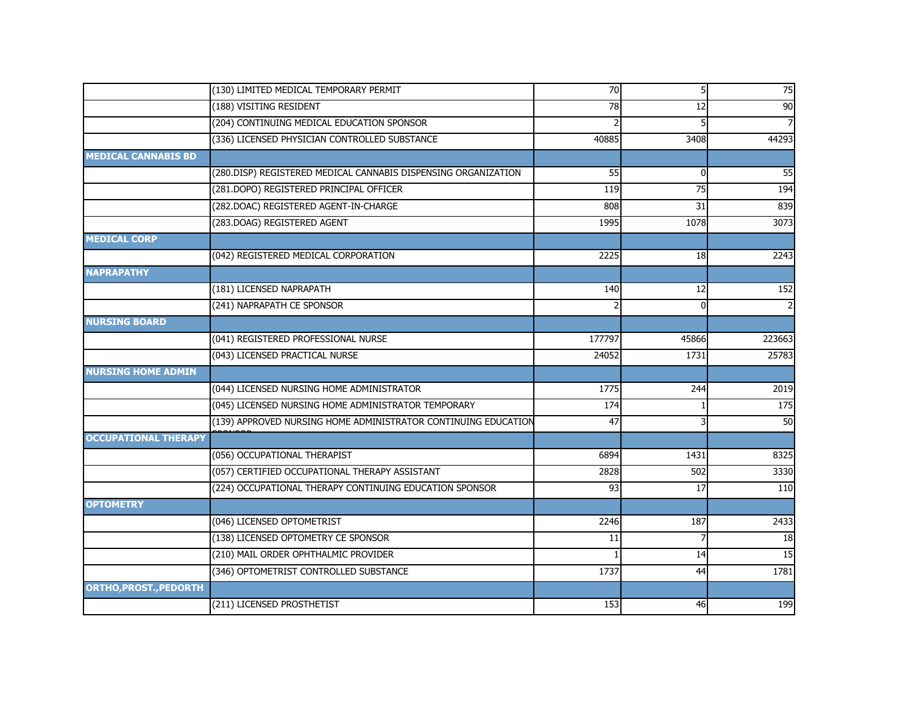| | | | | |
|---|---|---|---|---|
| | (130) LIMITED MEDICAL TEMPORARY PERMIT | 70 | 5 | 75 |
| | (188) VISITING RESIDENT | 78 | 12 | 90 |
| | (204) CONTINUING MEDICAL EDUCATION SPONSOR | 2 | 5 | 7 |
| | (336) LICENSED PHYSICIAN CONTROLLED SUBSTANCE | 40885 | 3408 | 44293 |
| **MEDICAL CANNABIS BD** | | | | |
| | (280.DISP) REGISTERED MEDICAL CANNABIS DISPENSING ORGANIZATION | 55 | 0 | 55 |
| | (281.DOPO) REGISTERED PRINCIPAL OFFICER | 119 | 75 | 194 |
| | (282.DOAC) REGISTERED AGENT-IN-CHARGE | 808 | 31 | 839 |
| | (283.DOAG) REGISTERED AGENT | 1995 | 1078 | 3073 |
| **MEDICAL CORP** | | | | |
| | (042) REGISTERED MEDICAL CORPORATION | 2225 | 18 | 2243 |
| **NAPRAPATHY** | | | | |
| | (181) LICENSED NAPRAPATH | 140 | 12 | 152 |
| | (241) NAPRAPATH CE SPONSOR | 2 | 0 | 2 |
| **NURSING BOARD** | | | | |
| | (041) REGISTERED PROFESSIONAL NURSE | 177797 | 45866 | 223663 |
| | (043) LICENSED PRACTICAL NURSE | 24052 | 1731 | 25783 |
| **NURSING HOME ADMIN** | | | | |
| | (044) LICENSED NURSING HOME ADMINISTRATOR | 1775 | 244 | 2019 |
| | (045) LICENSED NURSING HOME ADMINISTRATOR TEMPORARY | 174 | 1 | 175 |
| | (139) APPROVED NURSING HOME ADMINISTRATOR CONTINUING EDUCATION SPONSOR | 47 | 3 | 50 |
| **OCCUPATIONAL THERAPY** | | | | |
| | (056) OCCUPATIONAL THERAPIST | 6894 | 1431 | 8325 |
| | (057) CERTIFIED OCCUPATIONAL THERAPY ASSISTANT | 2828 | 502 | 3330 |
| | (224) OCCUPATIONAL THERAPY CONTINUING EDUCATION SPONSOR | 93 | 17 | 110 |
| **OPTOMETRY** | | | | |
| | (046) LICENSED OPTOMETRIST | 2246 | 187 | 2433 |
| | (138) LICENSED OPTOMETRY CE SPONSOR | 11 | 7 | 18 |
| | (210) MAIL ORDER OPHTHALMIC PROVIDER | 1 | 14 | 15 |
| | (346) OPTOMETRIST CONTROLLED SUBSTANCE | 1737 | 44 | 1781 |
| **ORTHO,PROST.,PEDORTH** | | | | |
| | (211) LICENSED PROSTHETIST | 153 | 46 | 199 |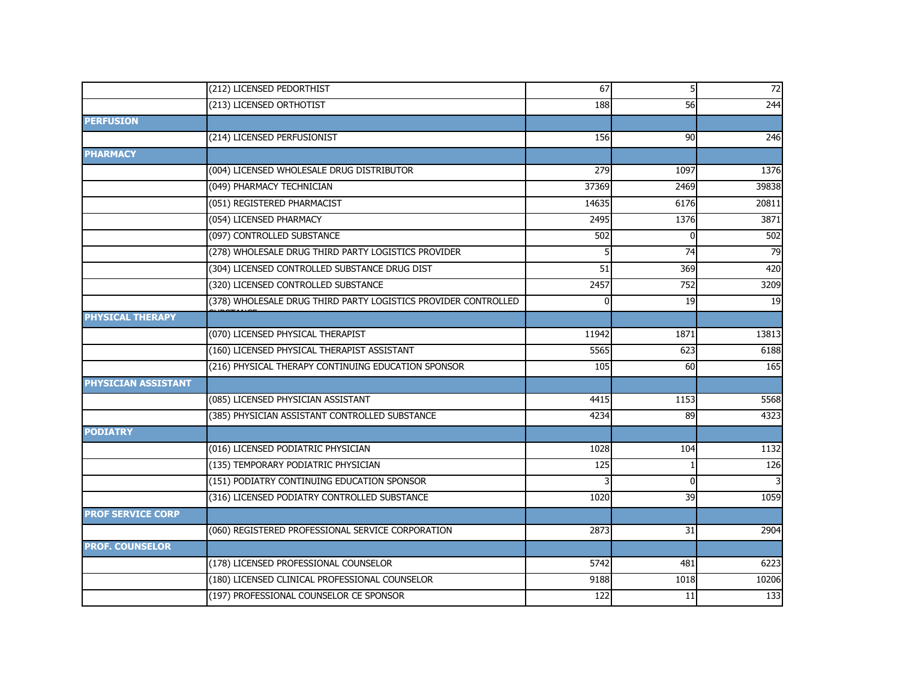| | | | | |
|---|---|---|---|---|
| | (212) LICENSED PEDORTHIST | 67 | 5 | 72 |
| | (213) LICENSED ORTHOTIST | 188 | 56 | 244 |
| **PERFUSION** | | | | |
| | (214) LICENSED PERFUSIONIST | 156 | 90 | 246 |
| **PHARMACY** | | | | |
| | (004) LICENSED WHOLESALE DRUG DISTRIBUTOR | 279 | 1097 | 1376 |
| | (049) PHARMACY TECHNICIAN | 37369 | 2469 | 39838 |
| | (051) REGISTERED PHARMACIST | 14635 | 6176 | 20811 |
| | (054) LICENSED PHARMACY | 2495 | 1376 | 3871 |
| | (097) CONTROLLED SUBSTANCE | 502 | 0 | 502 |
| | (278) WHOLESALE DRUG THIRD PARTY LOGISTICS PROVIDER | 5 | 74 | 79 |
| | (304) LICENSED CONTROLLED SUBSTANCE DRUG DIST | 51 | 369 | 420 |
| | (320) LICENSED CONTROLLED SUBSTANCE | 2457 | 752 | 3209 |
| | (378) WHOLESALE DRUG THIRD PARTY LOGISTICS PROVIDER CONTROLLED SUBSTANCE | 0 | 19 | 19 |
| **PHYSICAL THERAPY** | | | | |
| | (070) LICENSED PHYSICAL THERAPIST | 11942 | 1871 | 13813 |
| | (160) LICENSED PHYSICAL THERAPIST ASSISTANT | 5565 | 623 | 6188 |
| | (216) PHYSICAL THERAPY CONTINUING EDUCATION SPONSOR | 105 | 60 | 165 |
| **PHYSICIAN ASSISTANT** | | | | |
| | (085) LICENSED PHYSICIAN ASSISTANT | 4415 | 1153 | 5568 |
| | (385) PHYSICIAN ASSISTANT CONTROLLED SUBSTANCE | 4234 | 89 | 4323 |
| **PODIATRY** | | | | |
| | (016) LICENSED PODIATRIC PHYSICIAN | 1028 | 104 | 1132 |
| | (135) TEMPORARY PODIATRIC PHYSICIAN | 125 | 1 | 126 |
| | (151) PODIATRY CONTINUING EDUCATION SPONSOR | 3 | 0 | 3 |
| | (316) LICENSED PODIATRY CONTROLLED SUBSTANCE | 1020 | 39 | 1059 |
| **PROF SERVICE CORP** | | | | |
| | (060) REGISTERED PROFESSIONAL SERVICE CORPORATION | 2873 | 31 | 2904 |
| **PROF. COUNSELOR** | | | | |
| | (178) LICENSED PROFESSIONAL COUNSELOR | 5742 | 481 | 6223 |
| | (180) LICENSED CLINICAL PROFESSIONAL COUNSELOR | 9188 | 1018 | 10206 |
| | (197) PROFESSIONAL COUNSELOR CE SPONSOR | 122 | 11 | 133 |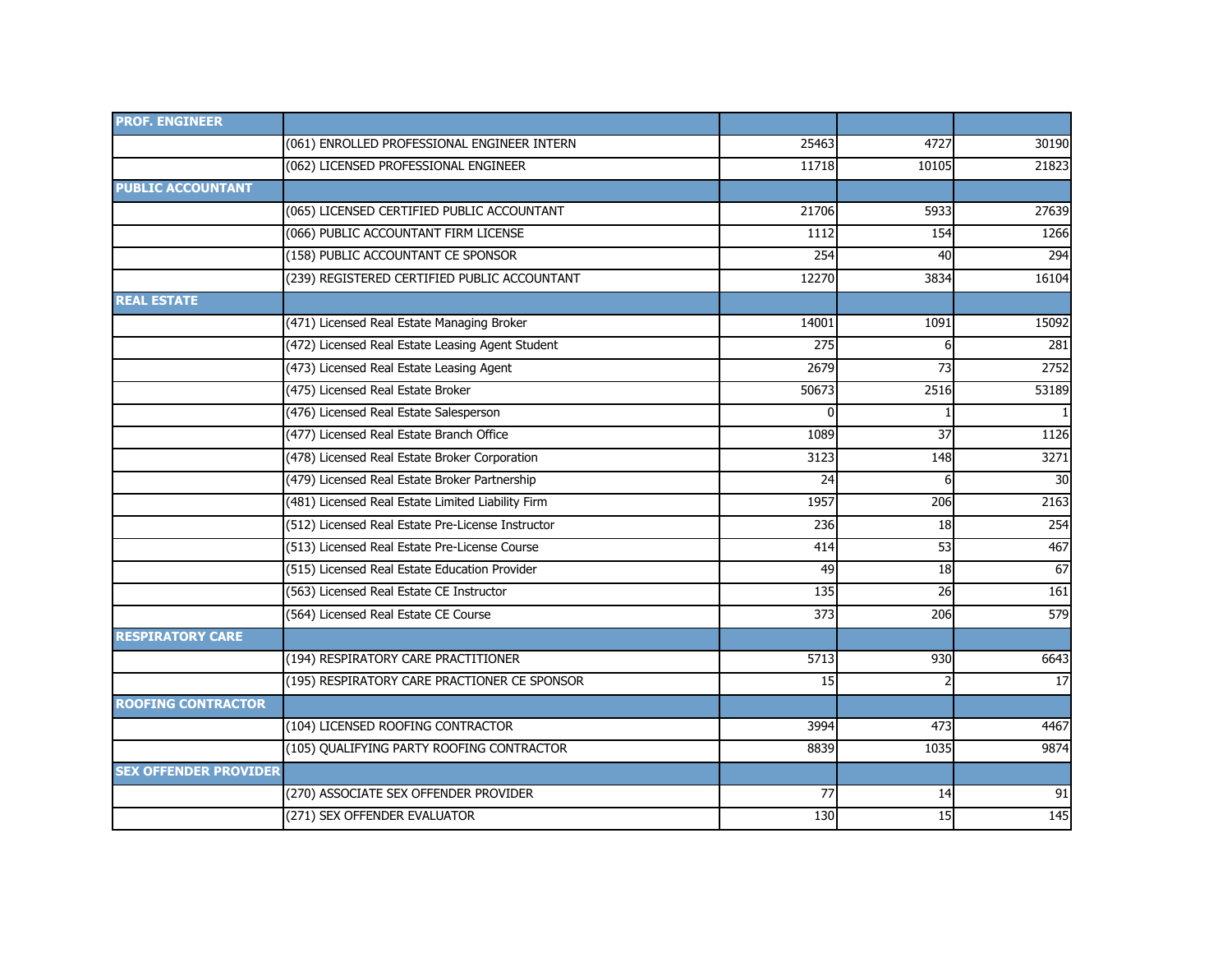| PROF. ENGINEER | | | | |
|---|---|---|---|---|
| | (061) ENROLLED PROFESSIONAL ENGINEER INTERN | 25463 | 4727 | 30190 |
| | (062) LICENSED PROFESSIONAL ENGINEER | 11718 | 10105 | 21823 |
| **PUBLIC ACCOUNTANT** | | | | |
| | (065) LICENSED CERTIFIED PUBLIC ACCOUNTANT | 21706 | 5933 | 27639 |
| | (066) PUBLIC ACCOUNTANT FIRM LICENSE | 1112 | 154 | 1266 |
| | (158) PUBLIC ACCOUNTANT CE SPONSOR | 254 | 40 | 294 |
| | (239) REGISTERED CERTIFIED PUBLIC ACCOUNTANT | 12270 | 3834 | 16104 |
| **REAL ESTATE** | | | | |
| | (471) Licensed Real Estate Managing Broker | 14001 | 1091 | 15092 |
| | (472) Licensed Real Estate Leasing Agent Student | 275 | 6 | 281 |
| | (473) Licensed Real Estate Leasing Agent | 2679 | 73 | 2752 |
| | (475) Licensed Real Estate Broker | 50673 | 2516 | 53189 |
| | (476) Licensed Real Estate Salesperson | 0 | 1 | 1 |
| | (477) Licensed Real Estate Branch Office | 1089 | 37 | 1126 |
| | (478) Licensed Real Estate Broker Corporation | 3123 | 148 | 3271 |
| | (479) Licensed Real Estate Broker Partnership | 24 | 6 | 30 |
| | (481) Licensed Real Estate Limited Liability Firm | 1957 | 206 | 2163 |
| | (512) Licensed Real Estate Pre-License Instructor | 236 | 18 | 254 |
| | (513) Licensed Real Estate Pre-License Course | 414 | 53 | 467 |
| | (515) Licensed Real Estate Education Provider | 49 | 18 | 67 |
| | (563) Licensed Real Estate CE Instructor | 135 | 26 | 161 |
| | (564) Licensed Real Estate CE Course | 373 | 206 | 579 |
| **RESPIRATORY CARE** | | | | |
| | (194) RESPIRATORY CARE PRACTITIONER | 5713 | 930 | 6643 |
| | (195) RESPIRATORY CARE PRACTIONER CE SPONSOR | 15 | 2 | 17 |
| **ROOFING CONTRACTOR** | | | | |
| | (104) LICENSED ROOFING CONTRACTOR | 3994 | 473 | 4467 |
| | (105) QUALIFYING PARTY ROOFING CONTRACTOR | 8839 | 1035 | 9874 |
| **SEX OFFENDER PROVIDER** | | | | |
| | (270) ASSOCIATE SEX OFFENDER PROVIDER | 77 | 14 | 91 |
| | (271) SEX OFFENDER EVALUATOR | 130 | 15 | 145 |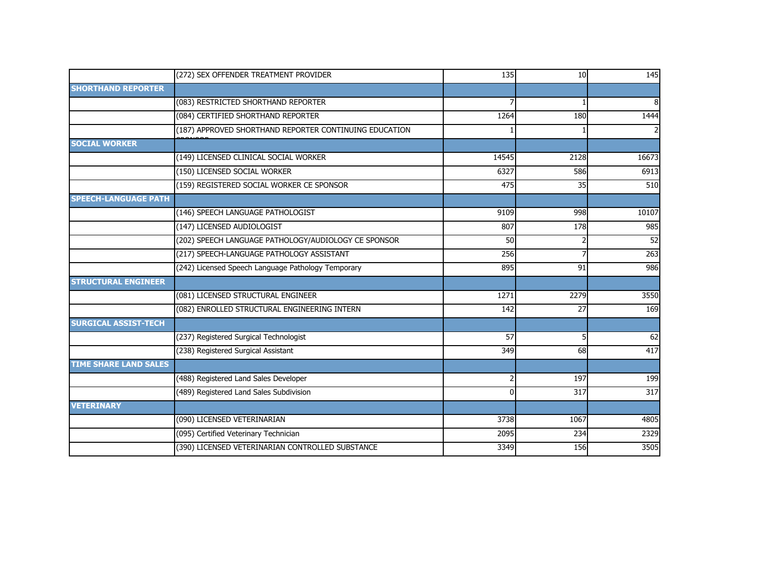| | | | | |
|---|---|---|---|---|
| | (272) SEX OFFENDER TREATMENT PROVIDER | 135 | 10 | 145 |
| **SHORTHAND REPORTER** | | | | |
| | (083) RESTRICTED SHORTHAND REPORTER | 7 | 1 | 8 |
| | (084) CERTIFIED SHORTHAND REPORTER | 1264 | 180 | 1444 |
| | (187) APPROVED SHORTHAND REPORTER CONTINUING EDUCATION SPONSOR | 1 | 1 | 2 |
| **SOCIAL WORKER** | | | | |
| | (149) LICENSED CLINICAL SOCIAL WORKER | 14545 | 2128 | 16673 |
| | (150) LICENSED SOCIAL WORKER | 6327 | 586 | 6913 |
| | (159) REGISTERED SOCIAL WORKER CE SPONSOR | 475 | 35 | 510 |
| **SPEECH-LANGUAGE PATH** | | | | |
| | (146) SPEECH LANGUAGE PATHOLOGIST | 9109 | 998 | 10107 |
| | (147) LICENSED AUDIOLOGIST | 807 | 178 | 985 |
| | (202) SPEECH LANGUAGE PATHOLOGY/AUDIOLOGY CE SPONSOR | 50 | 2 | 52 |
| | (217) SPEECH-LANGUAGE PATHOLOGY ASSISTANT | 256 | 7 | 263 |
| | (242) Licensed Speech Language Pathology Temporary | 895 | 91 | 986 |
| **STRUCTURAL ENGINEER** | | | | |
| | (081) LICENSED STRUCTURAL ENGINEER | 1271 | 2279 | 3550 |
| | (082) ENROLLED STRUCTURAL ENGINEERING INTERN | 142 | 27 | 169 |
| **SURGICAL ASSIST-TECH** | | | | |
| | (237) Registered Surgical Technologist | 57 | 5 | 62 |
| | (238) Registered Surgical Assistant | 349 | 68 | 417 |
| **TIME SHARE LAND SALES** | | | | |
| | (488) Registered Land Sales Developer | 2 | 197 | 199 |
| | (489) Registered Land Sales Subdivision | 0 | 317 | 317 |
| **VETERINARY** | | | | |
| | (090) LICENSED VETERINARIAN | 3738 | 1067 | 4805 |
| | (095) Certified Veterinary Technician | 2095 | 234 | 2329 |
| | (390) LICENSED VETERINARIAN CONTROLLED SUBSTANCE | 3349 | 156 | 3505 |